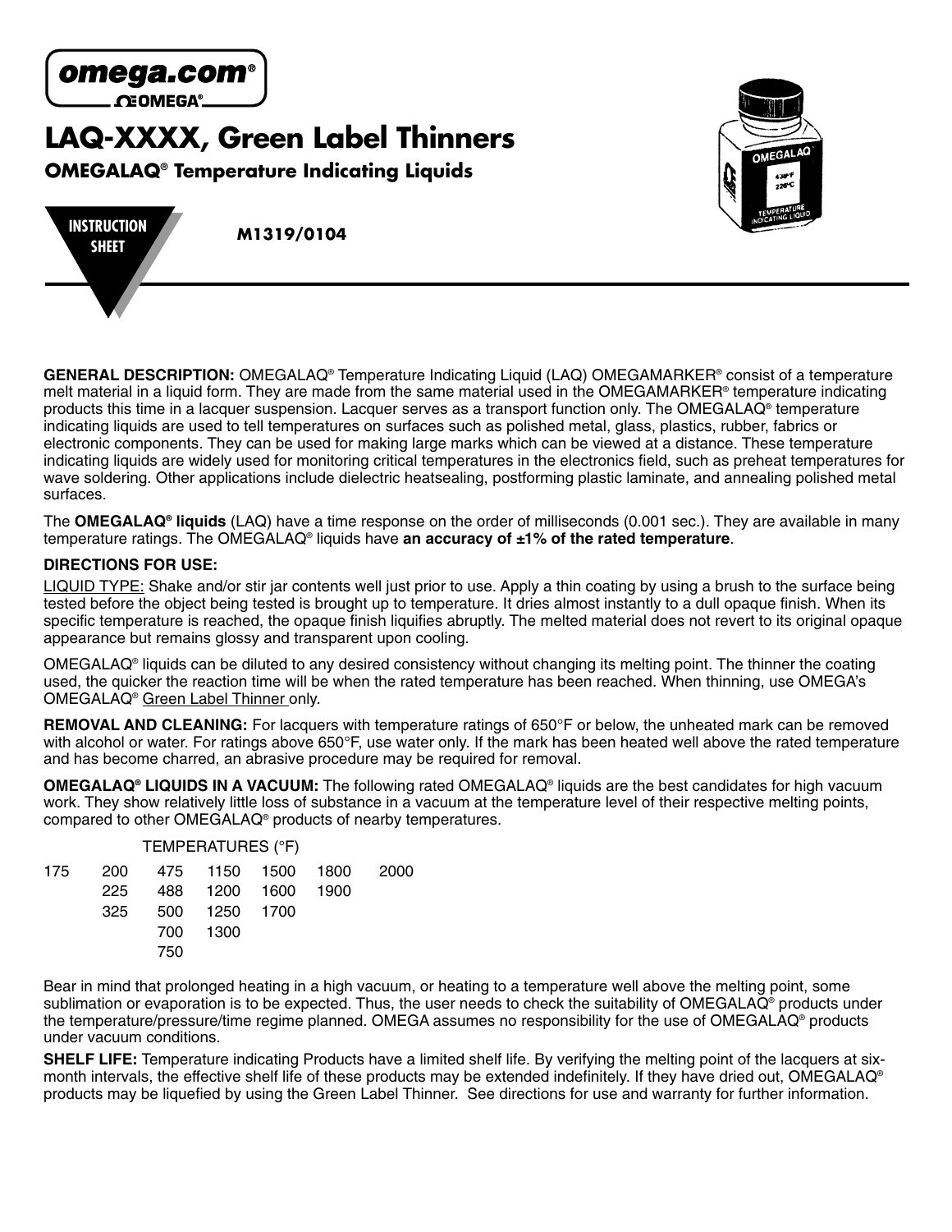omega.com®

OMEGA®

# LAQ-XXXX, Green Label Thinners

## OMEGALAQ® Temperature Indicating Liquids

INSTRUCTION SHEET

**M1319/0104**

**GENERAL DESCRIPTION:** OMEGALAQ® Temperature Indicating Liquid (LAQ) OMEGAMARKER® consist of a temperature melt material in a liquid form. They are made from the same material used in the OMEGAMARKER® temperature indicating products this time in a lacquer suspension. Lacquer serves as a transport function only. The OMEGALAQ® temperature indicating liquids are used to tell temperatures on surfaces such as polished metal, glass, plastics, rubber, fabrics or electronic components. They can be used for making large marks which can be viewed at a distance. These temperature indicating liquids are widely used for monitoring critical temperatures in the electronics field, such as preheat temperatures for wave soldering. Other applications include dielectric heatsealing, postforming plastic laminate, and annealing polished metal surfaces.

The **OMEGALAQ® liquids** (LAQ) have a time response on the order of milliseconds (0.001 sec.). They are available in many temperature ratings. The OMEGALAQ® liquids have **an accuracy of ±1% of the rated temperature**.

**DIRECTIONS FOR USE:**

LIQUID TYPE: Shake and/or stir jar contents well just prior to use. Apply a thin coating by using a brush to the surface being tested before the object being tested is brought up to temperature. It dries almost instantly to a dull opaque finish. When its specific temperature is reached, the opaque finish liquifies abruptly. The melted material does not revert to its original opaque appearance but remains glossy and transparent upon cooling.

OMEGALAQ® liquids can be diluted to any desired consistency without changing its melting point. The thinner the coating used, the quicker the reaction time will be when the rated temperature has been reached. When thinning, use OMEGA's OMEGALAQ® Green Label Thinner only.

**REMOVAL AND CLEANING:** For lacquers with temperature ratings of 650°F or below, the unheated mark can be removed with alcohol or water. For ratings above 650°F, use water only. If the mark has been heated well above the rated temperature and has become charred, an abrasive procedure may be required for removal.

**OMEGALAQ® LIQUIDS IN A VACUUM:** The following rated OMEGALAQ® liquids are the best candidates for high vacuum work. They show relatively little loss of substance in a vacuum at the temperature level of their respective melting points, compared to other OMEGALAQ® products of nearby temperatures.

TEMPERATURES (°F)

| | | | | | | |
|---|---|---|---|---|---|---|
| 175 | 200 | 475 | 1150 | 1500 | 1800 | 2000 |
| | 225 | 488 | 1200 | 1600 | 1900 | |
| | 325 | 500 | 1250 | 1700 | | |
| | | 700 | 1300 | | | |
| | | 750 | | | | |

Bear in mind that prolonged heating in a high vacuum, or heating to a temperature well above the melting point, some sublimation or evaporation is to be expected. Thus, the user needs to check the suitability of OMEGALAQ® products under the temperature/pressure/time regime planned. OMEGA assumes no responsibility for the use of OMEGALAQ® products under vacuum conditions.

**SHELF LIFE:** Temperature indicating Products have a limited shelf life. By verifying the melting point of the lacquers at six-month intervals, the effective shelf life of these products may be extended indefinitely. If they have dried out, OMEGALAQ® products may be liquefied by using the Green Label Thinner. See directions for use and warranty for further information.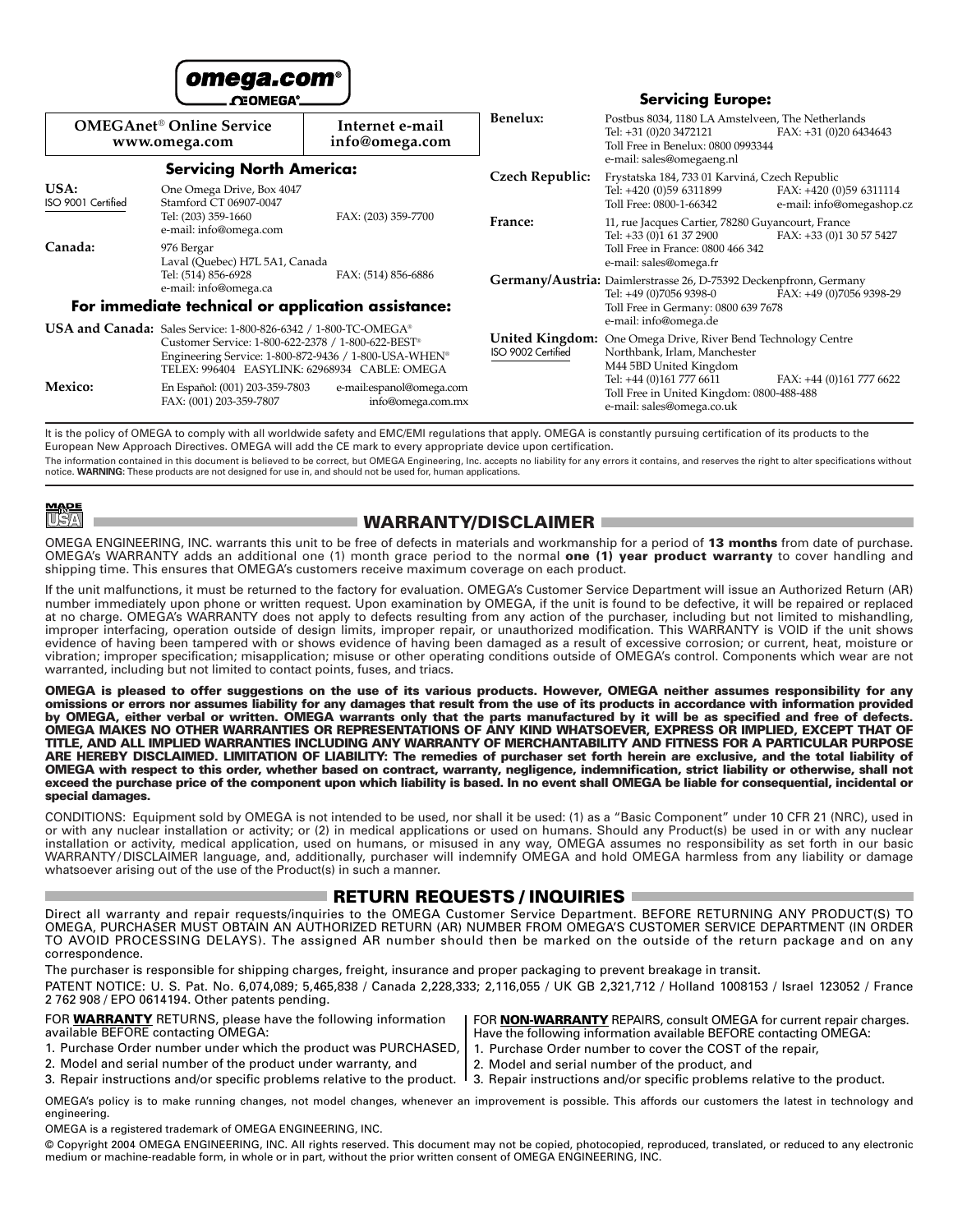**omega.com®**
**OMEGA®**

| OMEGAnet® Online Service www.omega.com | Internet e-mail info@omega.com |
|---|---|

## Servicing North America:

**USA:** ISO 9001 Certified
One Omega Drive, Box 4047
Stamford CT 06907-0047
Tel: (203) 359-1660 FAX: (203) 359-7700
e-mail: info@omega.com

**Canada:**
976 Bergar
Laval (Quebec) H7L 5A1, Canada
Tel: (514) 856-6928 FAX: (514) 856-6886
e-mail: info@omega.ca

### For immediate technical or application assistance:

**USA and Canada:** Sales Service: 1-800-826-6342 / 1-800-TC-OMEGA®
Customer Service: 1-800-622-2378 / 1-800-622-BEST®
Engineering Service: 1-800-872-9436 / 1-800-USA-WHEN®
TELEX: 996404 EASYLINK: 62968934 CABLE: OMEGA

**Mexico:** En Español: (001) 203-359-7803 e-mail:espanol@omega.com
FAX: (001) 203-359-7807 info@omega.com.mx

## Servicing Europe:

**Benelux:** Postbus 8034, 1180 LA Amstelveen, The Netherlands
Tel: +31 (0)20 3472121 FAX: +31 (0)20 6434643
Toll Free in Benelux: 0800 0993344
e-mail: sales@omegaeng.nl

**Czech Republic:** Frystatska 184, 733 01 Karviná, Czech Republic
Tel: +420 (0)59 6311899 FAX: +420 (0)59 6311114
Toll Free: 0800-1-66342 e-mail: info@omegashop.cz

**France:** 11, rue Jacques Cartier, 78280 Guyancourt, France
Tel: +33 (0)1 61 37 2900 FAX: +33 (0)1 30 57 5427
Toll Free in France: 0800 466 342
e-mail: sales@omega.fr

**Germany/Austria:** Daimlerstrasse 26, D-75392 Deckenpfronn, Germany
Tel: +49 (0)7056 9398-0 FAX: +49 (0)7056 9398-29
Toll Free in Germany: 0800 639 7678
e-mail: info@omega.de

**United Kingdom:** ISO 9002 Certified
One Omega Drive, River Bend Technology Centre
Northbank, Irlam, Manchester
M44 5BD United Kingdom
Tel: +44 (0)161 777 6611 FAX: +44 (0)161 777 6622
Toll Free in United Kingdom: 0800-488-488
e-mail: sales@omega.co.uk

It is the policy of OMEGA to comply with all worldwide safety and EMC/EMI regulations that apply. OMEGA is constantly pursuing certification of its products to the European New Approach Directives. OMEGA will add the CE mark to every appropriate device upon certification.

The information contained in this document is believed to be correct, but OMEGA Engineering, Inc. accepts no liability for any errors it contains, and reserves the right to alter specifications without notice. **WARNING:** These products are not designed for use in, and should not be used for, human applications.

MADE IN USA

## WARRANTY/DISCLAIMER

OMEGA ENGINEERING, INC. warrants this unit to be free of defects in materials and workmanship for a period of **13 months** from date of purchase. OMEGA's WARRANTY adds an additional one (1) month grace period to the normal **one (1) year product warranty** to cover handling and shipping time. This ensures that OMEGA's customers receive maximum coverage on each product.

If the unit malfunctions, it must be returned to the factory for evaluation. OMEGA's Customer Service Department will issue an Authorized Return (AR) number immediately upon phone or written request. Upon examination by OMEGA, if the unit is found to be defective, it will be repaired or replaced at no charge. OMEGA's WARRANTY does not apply to defects resulting from any action of the purchaser, including but not limited to mishandling, improper interfacing, operation outside of design limits, improper repair, or unauthorized modification. This WARRANTY is VOID if the unit shows evidence of having been tampered with or shows evidence of having been damaged as a result of excessive corrosion; or current, heat, moisture or vibration; improper specification; misapplication; misuse or other operating conditions outside of OMEGA's control. Components which wear are not warranted, including but not limited to contact points, fuses, and triacs.

**OMEGA is pleased to offer suggestions on the use of its various products. However, OMEGA neither assumes responsibility for any omissions or errors nor assumes liability for any damages that result from the use of its products in accordance with information provided by OMEGA, either verbal or written. OMEGA warrants only that the parts manufactured by it will be as specified and free of defects. OMEGA MAKES NO OTHER WARRANTIES OR REPRESENTATIONS OF ANY KIND WHATSOEVER, EXPRESS OR IMPLIED, EXCEPT THAT OF TITLE, AND ALL IMPLIED WARRANTIES INCLUDING ANY WARRANTY OF MERCHANTABILITY AND FITNESS FOR A PARTICULAR PURPOSE ARE HEREBY DISCLAIMED. LIMITATION OF LIABILITY: The remedies of purchaser set forth herein are exclusive, and the total liability of OMEGA with respect to this order, whether based on contract, warranty, negligence, indemnification, strict liability or otherwise, shall not exceed the purchase price of the component upon which liability is based. In no event shall OMEGA be liable for consequential, incidental or special damages.**

CONDITIONS: Equipment sold by OMEGA is not intended to be used, nor shall it be used: (1) as a "Basic Component" under 10 CFR 21 (NRC), used in or with any nuclear installation or activity; or (2) in medical applications or used on humans. Should any Product(s) be used in or with any nuclear installation or activity, medical application, used on humans, or misused in any way, OMEGA assumes no responsibility as set forth in our basic WARRANTY/DISCLAIMER language, and, additionally, purchaser will indemnify OMEGA and hold OMEGA harmless from any liability or damage whatsoever arising out of the use of the Product(s) in such a manner.

## RETURN REQUESTS / INQUIRIES

Direct all warranty and repair requests/inquiries to the OMEGA Customer Service Department. BEFORE RETURNING ANY PRODUCT(S) TO OMEGA, PURCHASER MUST OBTAIN AN AUTHORIZED RETURN (AR) NUMBER FROM OMEGA'S CUSTOMER SERVICE DEPARTMENT (IN ORDER TO AVOID PROCESSING DELAYS). The assigned AR number should then be marked on the outside of the return package and on any correspondence.

The purchaser is responsible for shipping charges, freight, insurance and proper packaging to prevent breakage in transit.

PATENT NOTICE: U. S. Pat. No. 6,074,089; 5,465,838 / Canada 2,228,333; 2,116,055 / UK GB 2,321,712 / Holland 1008153 / Israel 123052 / France 2 762 908 / EPO 0614194. Other patents pending.

FOR **WARRANTY** RETURNS, please have the following information available BEFORE contacting OMEGA:

1. Purchase Order number under which the product was PURCHASED,
2. Model and serial number of the product under warranty, and
3. Repair instructions and/or specific problems relative to the product.

FOR **NON-WARRANTY** REPAIRS, consult OMEGA for current repair charges. Have the following information available BEFORE contacting OMEGA:

1. Purchase Order number to cover the COST of the repair,
2. Model and serial number of the product, and
3. Repair instructions and/or specific problems relative to the product.

OMEGA's policy is to make running changes, not model changes, whenever an improvement is possible. This affords our customers the latest in technology and engineering.

OMEGA is a registered trademark of OMEGA ENGINEERING, INC.

© Copyright 2004 OMEGA ENGINEERING, INC. All rights reserved. This document may not be copied, photocopied, reproduced, translated, or reduced to any electronic medium or machine-readable form, in whole or in part, without the prior written consent of OMEGA ENGINEERING, INC.